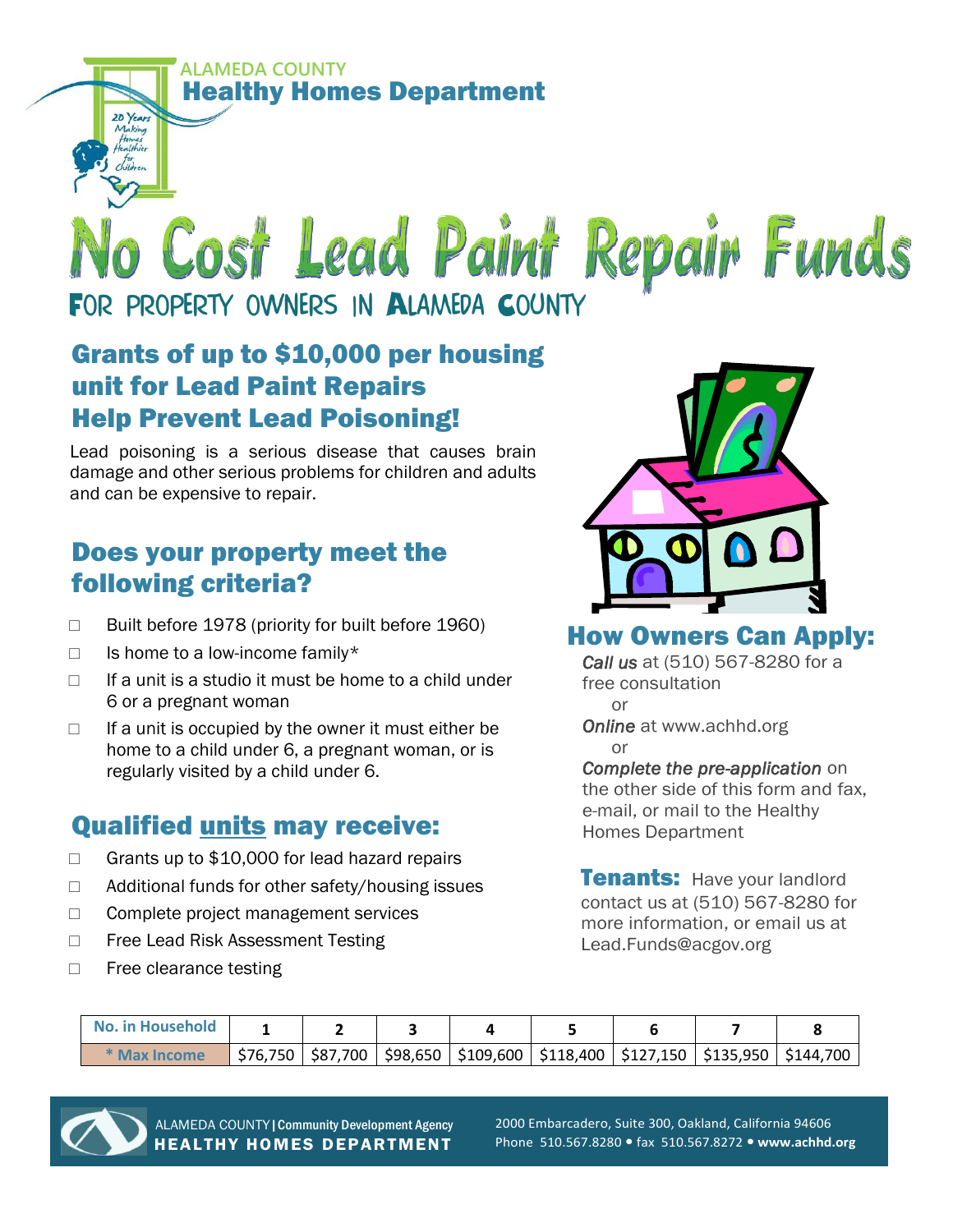ALAMEDA COUNTY
**Healthy Homes Department**

# No Cost Lead Paint Repair Funds

FOR PROPERTY OWNERS IN ALAMEDA COUNTY

## Grants of up to $10,000 per housing unit for Lead Paint Repairs
## Help Prevent Lead Poisoning!

Lead poisoning is a serious disease that causes brain damage and other serious problems for children and adults and can be expensive to repair.

## Does your property meet the following criteria?

- ☐ Built before 1978 (priority for built before 1960)
- ☐ Is home to a low-income family*
- ☐ If a unit is a studio it must be home to a child under 6 or a pregnant woman
- ☐ If a unit is occupied by the owner it must either be home to a child under 6, a pregnant woman, or is regularly visited by a child under 6.

## Qualified units may receive:

- ☐ Grants up to $10,000 for lead hazard repairs
- ☐ Additional funds for other safety/housing issues
- ☐ Complete project management services
- ☐ Free Lead Risk Assessment Testing
- ☐ Free clearance testing

## How Owners Can Apply:

*Call us* at (510) 567-8280 for a free consultation

or

*Online* at www.achhd.org

or

*Complete the pre-application* on the other side of this form and fax, e-mail, or mail to the Healthy Homes Department

**Tenants:** Have your landlord contact us at (510) 567-8280 for more information, or email us at Lead.Funds@acgov.org

| No. in Household | 1 | 2 | 3 | 4 | 5 | 6 | 7 | 8 |
|---|---|---|---|---|---|---|---|---|
| * Max Income | $76,750 | $87,700 | $98,650 | $109,600 | $118,400 | $127,150 | $135,950 | $144,700 |

ALAMEDA COUNTY | Community Development Agency
HEALTHY HOMES DEPARTMENT

2000 Embarcadero, Suite 300, Oakland, California 94606
Phone 510.567.8280 • fax 510.567.8272 • **www.achhd.org**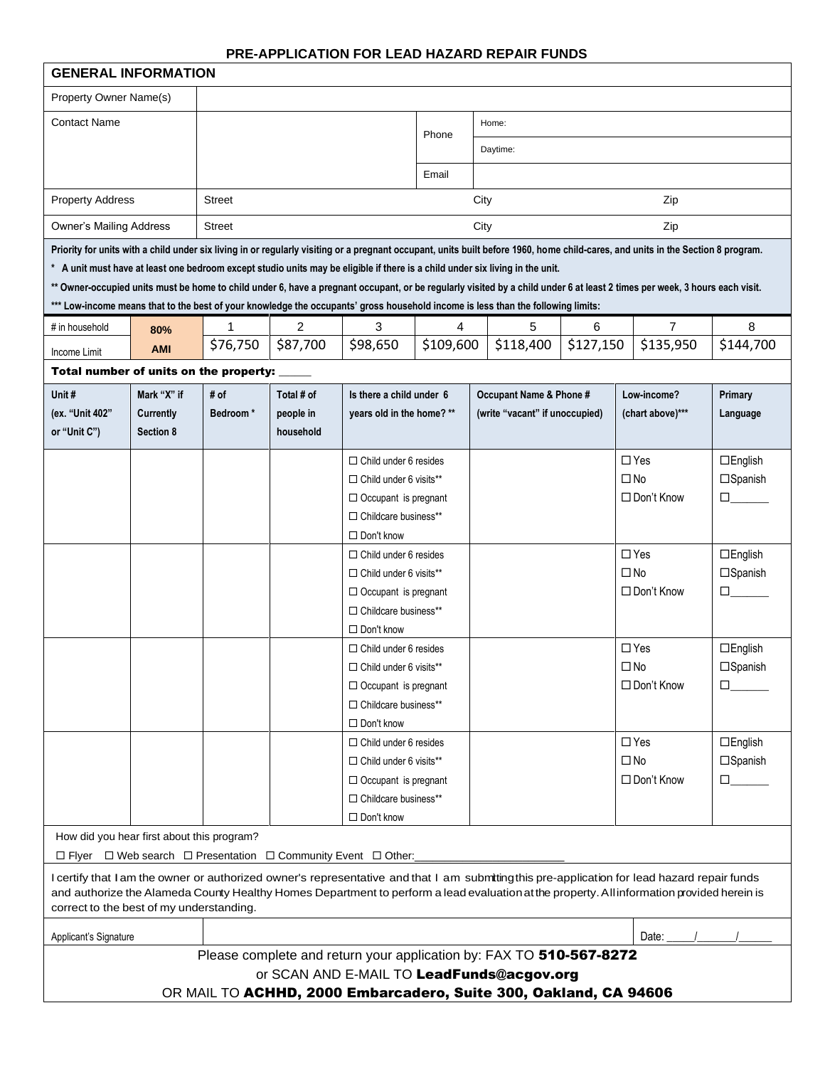# PRE-APPLICATION FOR LEAD HAZARD REPAIR FUNDS

## GENERAL INFORMATION

| | | | |
|---|---|---|---|
| Property Owner Name(s) | | | |
| Contact Name | | Phone | Home: |
| | | | Daytime: |
| | | Email | |
| Property Address | Street | City | Zip |
| Owner's Mailing Address | Street | City | Zip |

**Priority for units with a child under six living in or regularly visiting or a pregnant occupant, units built before 1960, home child-cares, and units in the Section 8 program.**

**\* A unit must have at least one bedroom except studio units may be eligible if there is a child under six living in the unit.**

**\*\* Owner-occupied units must be home to child under 6, have a pregnant occupant, or be regularly visited by a child under 6 at least 2 times per week, 3 hours each visit.**

**\*\*\* Low-income means that to the best of your knowledge the occupants' gross household income is less than the following limits:**

| # in household | 80% AMI | 1 | 2 | 3 | 4 | 5 | 6 | 7 | 8 |
|---|---|---|---|---|---|---|---|---|---|
| Income Limit | | $76,750 | $87,700 | $98,650 | $109,600 | $118,400 | $127,150 | $135,950 | $144,700 |

**Total number of units on the property: _____**

| Unit # (ex. "Unit 402" or "Unit C") | Mark "X" if Currently Section 8 | # of Bedroom * | Total # of people in household | Is there a child under 6 years old in the home? ** | Occupant Name & Phone # (write "vacant" if unoccupied) | Low-income? (chart above)*** | Primary Language |
|---|---|---|---|---|---|---|---|
| | | | | ☐ Child under 6 resides<br>☐ Child under 6 visits\*\*<br>☐ Occupant is pregnant<br>☐ Childcare business\*\*<br>☐ Don't know | | ☐ Yes<br>☐ No<br>☐ Don't Know | ☐English<br>☐Spanish<br>☐______ |
| | | | | ☐ Child under 6 resides<br>☐ Child under 6 visits\*\*<br>☐ Occupant is pregnant<br>☐ Childcare business\*\*<br>☐ Don't know | | ☐ Yes<br>☐ No<br>☐ Don't Know | ☐English<br>☐Spanish<br>☐______ |
| | | | | ☐ Child under 6 resides<br>☐ Child under 6 visits\*\*<br>☐ Occupant is pregnant<br>☐ Childcare business\*\*<br>☐ Don't know | | ☐ Yes<br>☐ No<br>☐ Don't Know | ☐English<br>☐Spanish<br>☐______ |
| | | | | ☐ Child under 6 resides<br>☐ Child under 6 visits\*\*<br>☐ Occupant is pregnant<br>☐ Childcare business\*\*<br>☐ Don't know | | ☐ Yes<br>☐ No<br>☐ Don't Know | ☐English<br>☐Spanish<br>☐______ |

How did you hear first about this program?

☐ Flyer ☐ Web search ☐ Presentation ☐ Community Event ☐ Other:________________________

I certify that I am the owner or authorized owner's representative and that I am submitting this pre-application for lead hazard repair funds and authorize the Alameda County Healthy Homes Department to perform a lead evaluation at the property. All information provided herein is correct to the best of my understanding.

| | | |
|---|---|---|
| Applicant's Signature | | Date: _____/______/_____ |

Please complete and return your application by: FAX TO **510-567-8272**

or SCAN AND E-MAIL TO **LeadFunds@acgov.org**

OR MAIL TO **ACHHD, 2000 Embarcadero, Suite 300, Oakland, CA 94606**